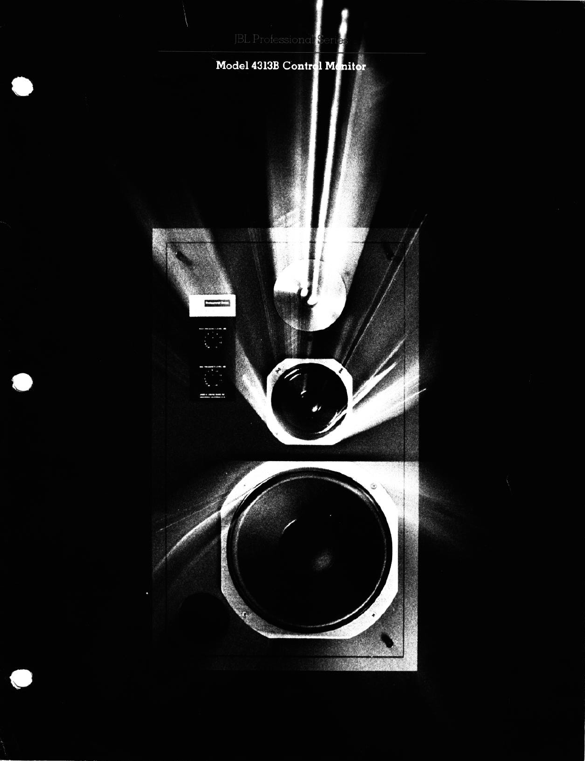JBL Professional Series

# Model 4313B Control Monitor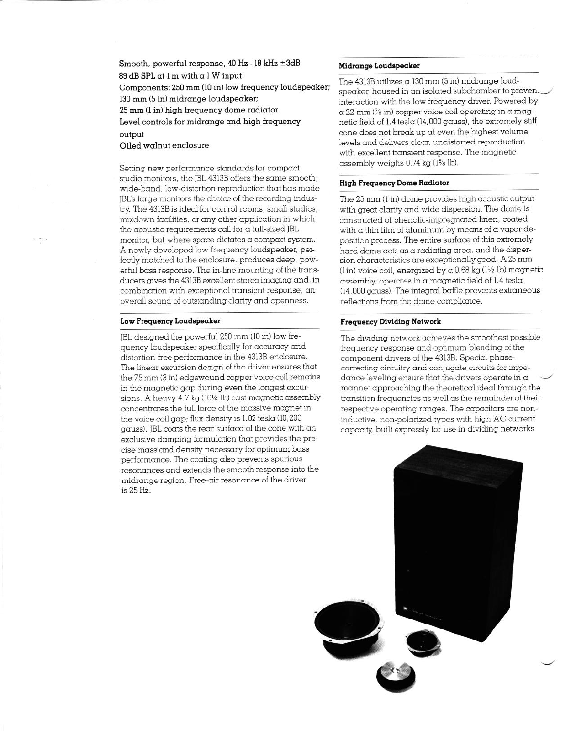**Smooth, powerful response, 40 Hz - 18 kHz ±3dB**
**89 dB SPL at 1 m with a 1 W input**
**Components: 250 mm (10 in) low frequency loudspeaker; 130 mm (5 in) midrange loudspeaker;**
**25 mm (1 in) high frequency dome radiator**
**Level controls for midrange and high frequency output**
**Oiled walnut enclosure**

Setting new performance standards for compact studio monitors, the JBL 4313B offers the same smooth, wide-band, low-distortion reproduction that has made JBL's large monitors the choice of the recording industry. The 4313B is ideal for control rooms, small studios, mixdown facilities, or any other application in which the acoustic requirements call for a full-sized JBL monitor, but where space dictates a compact system. A newly developed low frequency loudspeaker, perfectly matched to the enclosure, produces deep, powerful bass response. The in-line mounting of the transducers gives the 4313B excellent stereo imaging and, in combination with exceptional transient response, an overall sound of outstanding clarity and openness.

### Low Frequency Loudspeaker

JBL designed the powerful 250 mm (10 in) low frequency loudspeaker specifically for accuracy and distortion-free performance in the 4313B enclosure. The linear excursion design of the driver ensures that the 75 mm (3 in) edgewound copper voice coil remains in the magnetic gap during even the longest excursions. A heavy 4.7 kg (10¼ lb) cast magnetic assembly concentrates the full force of the massive magnet in the voice coil gap; flux density is 1.02 tesla (10,200 gauss). JBL coats the rear surface of the cone with an exclusive damping formulation that provides the precise mass and density necessary for optimum bass performance. The coating also prevents spurious resonances and extends the smooth response into the midrange region. Free-air resonance of the driver is 25 Hz.

### Midrange Loudspeaker

The 4313B utilizes a 130 mm (5 in) midrange loudspeaker, housed in an isolated subchamber to prevent interaction with the low frequency driver. Powered by a 22 mm (⅞ in) copper voice coil operating in a magnetic field of 1.4 tesla (14,000 gauss), the extremely stiff cone does not break up at even the highest volume levels and delivers clear, undistorted reproduction with excellent transient response. The magnetic assembly weighs 0.74 kg (1⅝ lb).

### High Frequency Dome Radiator

The 25 mm (1 in) dome provides high acoustic output with great clarity and wide dispersion. The dome is constructed of phenolic-impregnated linen, coated with a thin film of aluminum by means of a vapor deposition process. The entire surface of this extremely hard dome acts as a radiating area, and the dispersion characteristics are exceptionally good. A 25 mm (1 in) voice coil, energized by a 0.68 kg (1½ lb) magnetic assembly, operates in a magnetic field of 1.4 tesla (14,000 gauss). The integral baffle prevents extraneous reflections from the dome compliance.

### Frequency Dividing Network

The dividing network achieves the smoothest possible frequency response and optimum blending of the component drivers of the 4313B. Special phase-correcting circuitry and conjugate circuits for impedance leveling ensure that the drivers operate in a manner approaching the theoretical ideal through the transition frequencies as well as the remainder of their respective operating ranges. The capacitors are non-inductive, non-polarized types with high AC current capacity, built expressly for use in dividing networks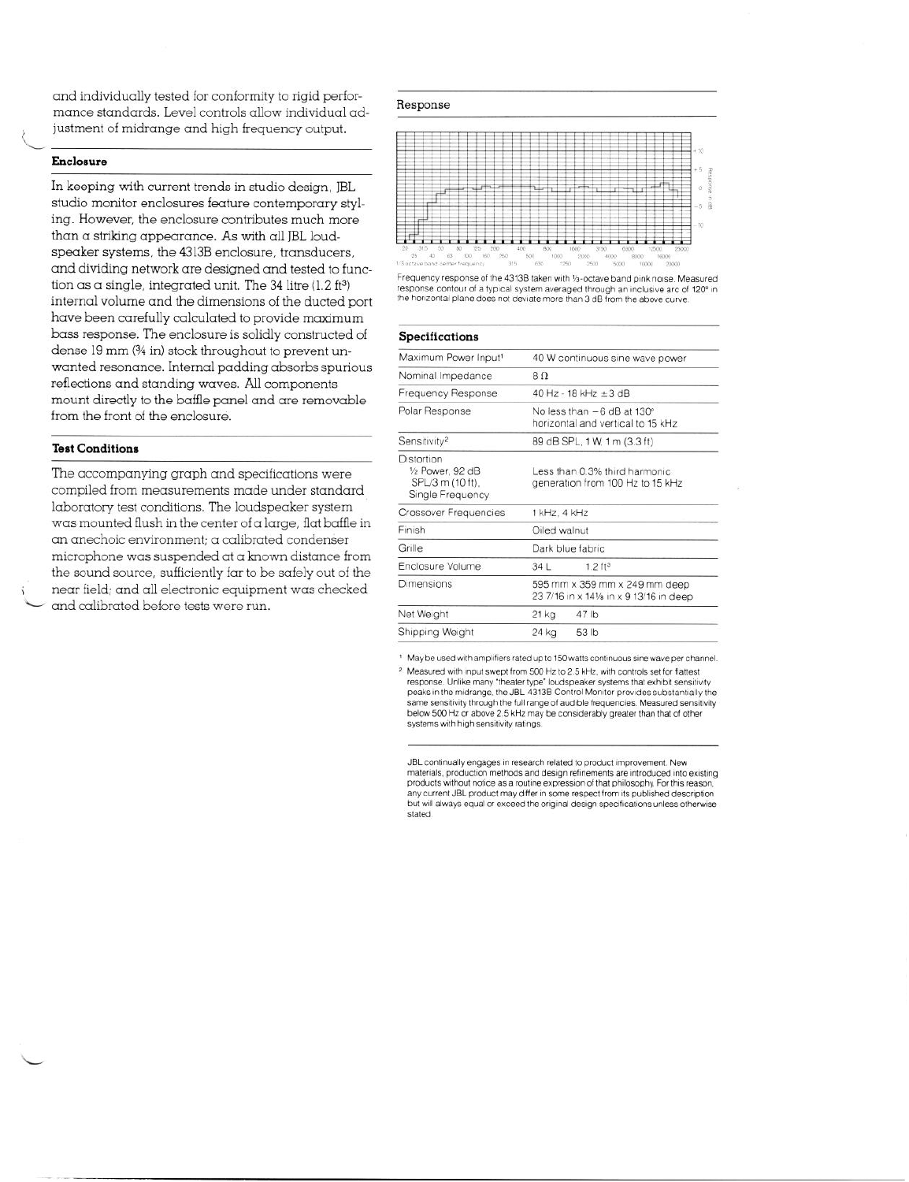and individually tested for conformity to rigid performance standards. Level controls allow individual adjustment of midrange and high frequency output.

### Enclosure

In keeping with current trends in studio design, JBL studio monitor enclosures feature contemporary styling. However, the enclosure contributes much more than a striking appearance. As with all JBL loudspeaker systems, the 4313B enclosure, transducers, and dividing network are designed and tested to function as a single, integrated unit. The 34 litre (1.2 ft³) internal volume and the dimensions of the ducted port have been carefully calculated to provide maximum bass response. The enclosure is solidly constructed of dense 19 mm (¾ in) stock throughout to prevent unwanted resonance. Internal padding absorbs spurious reflections and standing waves. All components mount directly to the baffle panel and are removable from the front of the enclosure.

### Test Conditions

The accompanying graph and specifications were compiled from measurements made under standard laboratory test conditions. The loudspeaker system was mounted flush in the center of a large, flat baffle in an anechoic environment; a calibrated condenser microphone was suspended at a known distance from the sound source, sufficiently far to be safely out of the near field; and all electronic equipment was checked and calibrated before tests were run.

### Response

+10
+5
0
−5
−10
Response in dB

20 31.5 50 80 125 200 400 800 1000 3150 6300 12500 25000
25 40 63 100 160 250 500 1000 2000 4000 8000 16000
1/3 octave band center frequency 315 630 1250 2500 5000 10000 20000

Frequency response of the 4313B taken with ⅓-octave band pink noise. Measured response contour of a typical system averaged through an inclusive arc of 120° in the horizontal plane does not deviate more than 3 dB from the above curve.

### Specifications

| | |
|---|---|
| Maximum Power Input[1] | 40 W continuous sine wave power |
| Nominal Impedance | 8 Ω |
| Frequency Response | 40 Hz - 18 kHz ±3 dB |
| Polar Response | No less than −6 dB at 130° horizontal and vertical to 15 kHz |
| Sensitivity[2] | 89 dB SPL, 1 W, 1 m (3.3 ft) |
| Distortion ½ Power, 92 dB SPL/3 m (10 ft), Single Frequency | Less than 0.3% third harmonic generation from 100 Hz to 15 kHz |
| Crossover Frequencies | 1 kHz, 4 kHz |
| Finish | Oiled walnut |
| Grille | Dark blue fabric |
| Enclosure Volume | 34 L 1.2 ft³ |
| Dimensions | 595 mm x 359 mm x 249 mm deep 23 7/16 in x 14⅛ in x 9 13/16 in deep |
| Net Weight | 21 kg 47 lb |
| Shipping Weight | 24 kg 53 lb |

[1] May be used with amplifiers rated up to 150 watts continuous sine wave per channel.

[2] Measured with input swept from 500 Hz to 2.5 kHz, with controls set for flattest response. Unlike many "theater type" loudspeaker systems that exhibit sensitivity peaks in the midrange, the JBL 4313B Control Monitor provides substantially the same sensitivity through the full range of audible frequencies. Measured sensitivity below 500 Hz or above 2.5 kHz may be considerably greater than that of other systems with high sensitivity ratings.

JBL continually engages in research related to product improvement. New materials, production methods and design refinements are introduced into existing products without notice as a routine expression of that philosophy. For this reason, any current JBL product may differ in some respect from its published description but will always equal or exceed the original design specifications unless otherwise stated.